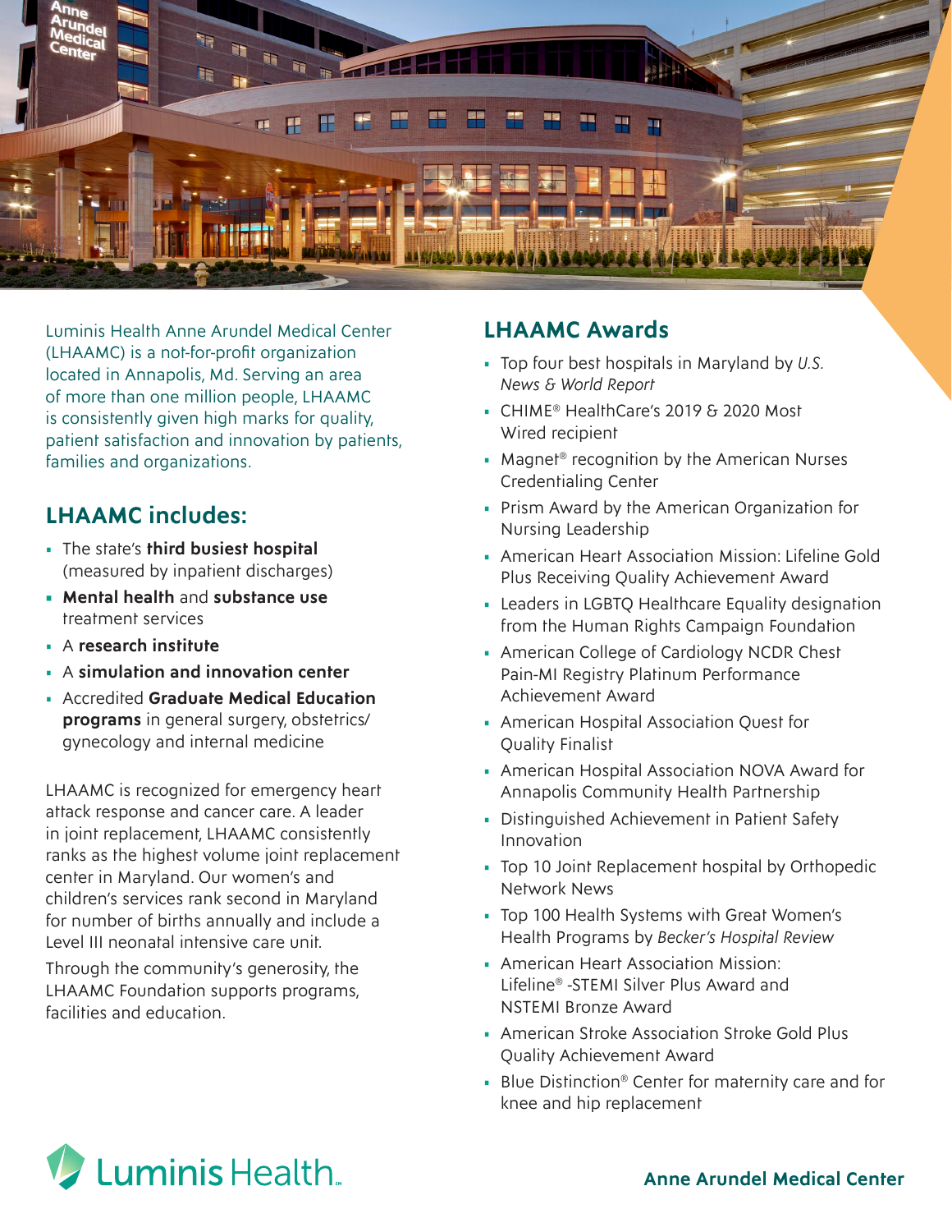Luminis Health Anne Arundel Medical Center (LHAAMC) is a not-for-profit organization located in Annapolis, Md. Serving an area of more than one million people, LHAAMC is consistently given high marks for quality, patient satisfaction and innovation by patients, families and organizations.

## LHAAMC includes:

- The state's **third busiest hospital** (measured by inpatient discharges)
- **Mental health** and **substance use** treatment services
- A **research institute**
- A **simulation and innovation center**
- Accredited **Graduate Medical Education programs** in general surgery, obstetrics/gynecology and internal medicine

LHAAMC is recognized for emergency heart attack response and cancer care. A leader in joint replacement, LHAAMC consistently ranks as the highest volume joint replacement center in Maryland. Our women's and children's services rank second in Maryland for number of births annually and include a Level III neonatal intensive care unit.

Through the community's generosity, the LHAAMC Foundation supports programs, facilities and education.

## LHAAMC Awards

- Top four best hospitals in Maryland by *U.S. News & World Report*
- CHIME® HealthCare's 2019 & 2020 Most Wired recipient
- Magnet® recognition by the American Nurses Credentialing Center
- Prism Award by the American Organization for Nursing Leadership
- American Heart Association Mission: Lifeline Gold Plus Receiving Quality Achievement Award
- Leaders in LGBTQ Healthcare Equality designation from the Human Rights Campaign Foundation
- American College of Cardiology NCDR Chest Pain-MI Registry Platinum Performance Achievement Award
- American Hospital Association Quest for Quality Finalist
- American Hospital Association NOVA Award for Annapolis Community Health Partnership
- Distinguished Achievement in Patient Safety Innovation
- Top 10 Joint Replacement hospital by Orthopedic Network News
- Top 100 Health Systems with Great Women's Health Programs by *Becker's Hospital Review*
- American Heart Association Mission: Lifeline® -STEMI Silver Plus Award and NSTEMI Bronze Award
- American Stroke Association Stroke Gold Plus Quality Achievement Award
- Blue Distinction® Center for maternity care and for knee and hip replacement

Luminis Health

Anne Arundel Medical Center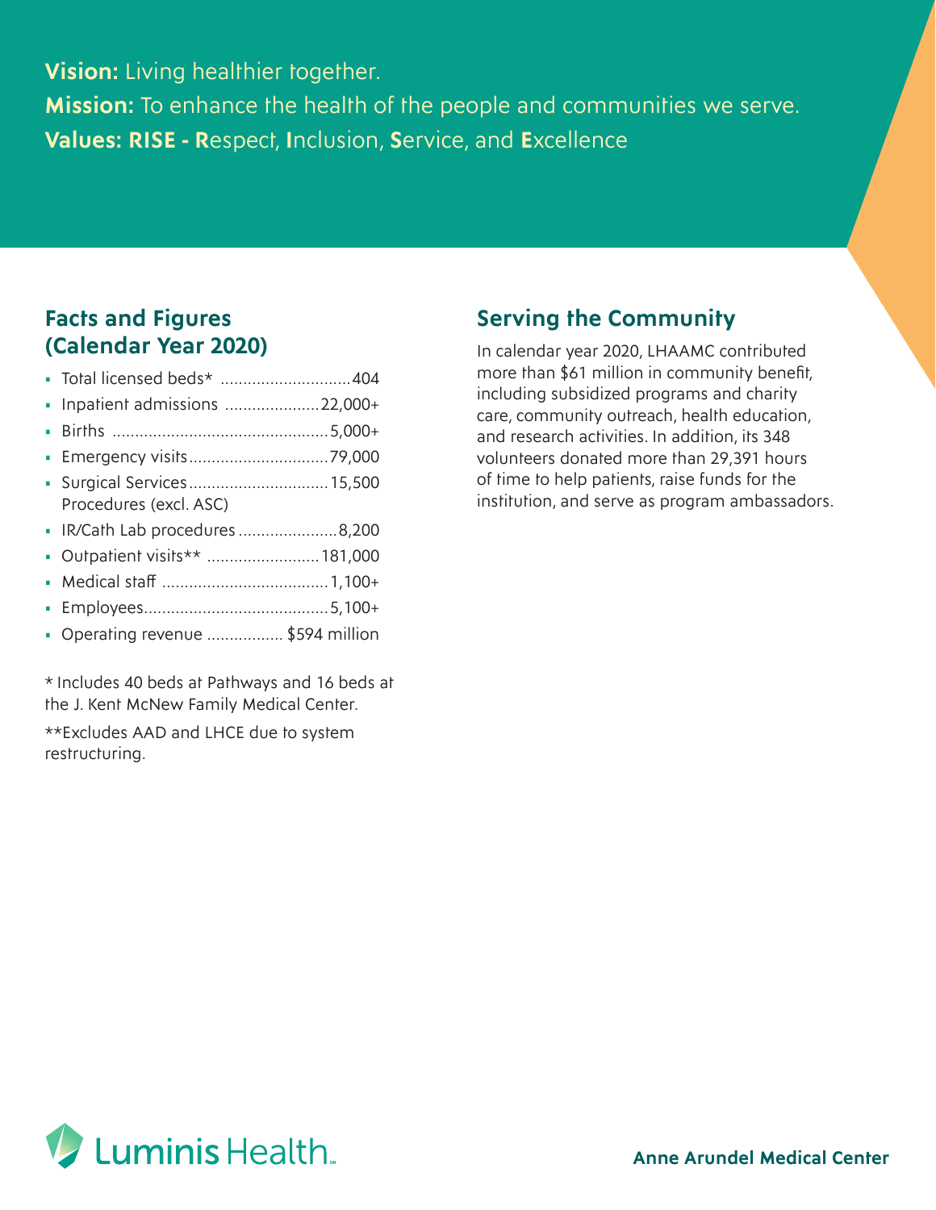**Vision:** Living healthier together.

**Mission:** To enhance the health of the people and communities we serve.

**Values: RISE - R**espect, **I**nclusion, **S**ervice, and **E**xcellence

## Facts and Figures (Calendar Year 2020)

- Total licensed beds* ....................404
- Inpatient admissions ....................22,000+
- Births ....................5,000+
- Emergency visits....................79,000
- Surgical Services Procedures (excl. ASC) ....................15,500
- IR/Cath Lab procedures ....................8,200
- Outpatient visits** ....................181,000
- Medical staff ....................1,100+
- Employees....................5,100+
- Operating revenue .................... $594 million

* Includes 40 beds at Pathways and 16 beds at the J. Kent McNew Family Medical Center.

**Excludes AAD and LHCE due to system restructuring.

## Serving the Community

In calendar year 2020, LHAAMC contributed more than $61 million in community benefit, including subsidized programs and charity care, community outreach, health education, and research activities. In addition, its 348 volunteers donated more than 29,391 hours of time to help patients, raise funds for the institution, and serve as program ambassadors.

Luminis Health

**Anne Arundel Medical Center**